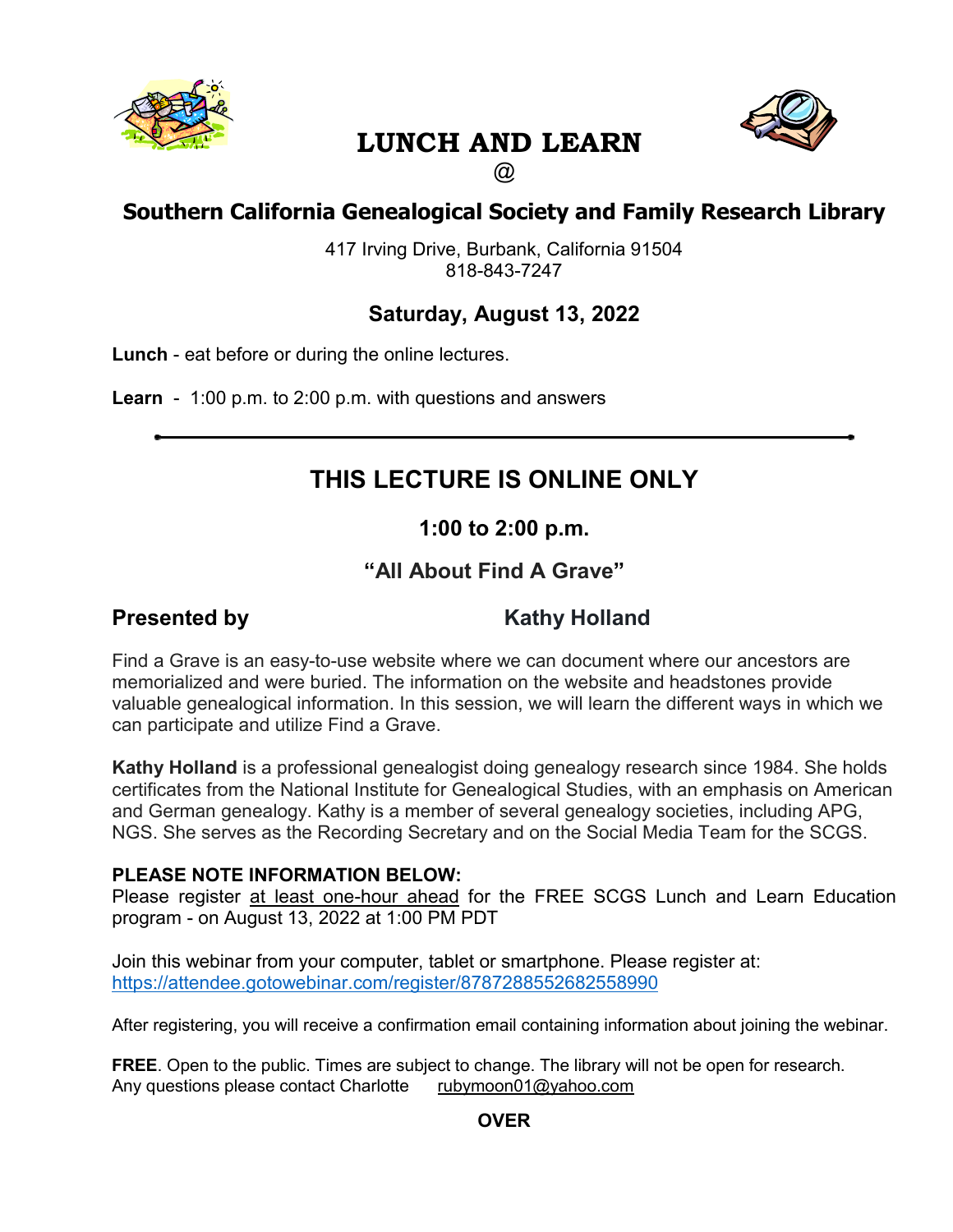# LUNCH AND LEARN

@

## Southern California Genealogical Society and Family Research Library

417 Irving Drive, Burbank, California 91504
818-843-7247

### Saturday, August 13, 2022

**Lunch** - eat before or during the online lectures.

**Learn** - 1:00 p.m. to 2:00 p.m. with questions and answers

---

## THIS LECTURE IS ONLINE ONLY

### 1:00 to 2:00 p.m.

### "All About Find A Grave"

**Presented by** **Kathy Holland**

Find a Grave is an easy-to-use website where we can document where our ancestors are memorialized and were buried. The information on the website and headstones provide valuable genealogical information. In this session, we will learn the different ways in which we can participate and utilize Find a Grave.

**Kathy Holland** is a professional genealogist doing genealogy research since 1984. She holds certificates from the National Institute for Genealogical Studies, with an emphasis on American and German genealogy. Kathy is a member of several genealogy societies, including APG, NGS. She serves as the Recording Secretary and on the Social Media Team for the SCGS.

**PLEASE NOTE INFORMATION BELOW:**
Please register at least one-hour ahead for the FREE SCGS Lunch and Learn Education program - on August 13, 2022 at 1:00 PM PDT

Join this webinar from your computer, tablet or smartphone. Please register at:
https://attendee.gotowebinar.com/register/8787288552682558990

After registering, you will receive a confirmation email containing information about joining the webinar.

**FREE**. Open to the public. Times are subject to change. The library will not be open for research.
Any questions please contact Charlotte rubymoon01@yahoo.com

**OVER**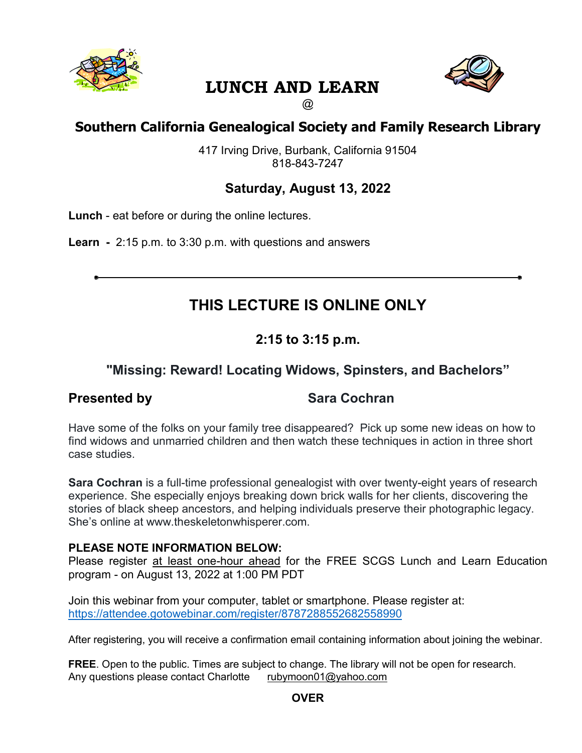# LUNCH AND LEARN

@

## Southern California Genealogical Society and Family Research Library

417 Irving Drive, Burbank, California 91504
818-843-7247

### Saturday, August 13, 2022

**Lunch** - eat before or during the online lectures.

**Learn -** 2:15 p.m. to 3:30 p.m. with questions and answers

---

## THIS LECTURE IS ONLINE ONLY

### 2:15 to 3:15 p.m.

### "Missing: Reward! Locating Widows, Spinsters, and Bachelors"

**Presented by** **Sara Cochran**

Have some of the folks on your family tree disappeared? Pick up some new ideas on how to find widows and unmarried children and then watch these techniques in action in three short case studies.

**Sara Cochran** is a full-time professional genealogist with over twenty-eight years of research experience. She especially enjoys breaking down brick walls for her clients, discovering the stories of black sheep ancestors, and helping individuals preserve their photographic legacy. She's online at www.theskeletonwhisperer.com.

**PLEASE NOTE INFORMATION BELOW:**
Please register at least one-hour ahead for the FREE SCGS Lunch and Learn Education program - on August 13, 2022 at 1:00 PM PDT

Join this webinar from your computer, tablet or smartphone. Please register at:
https://attendee.gotowebinar.com/register/8787288552682558990

After registering, you will receive a confirmation email containing information about joining the webinar.

**FREE**. Open to the public. Times are subject to change. The library will not be open for research.
Any questions please contact Charlotte rubymoon01@yahoo.com

**OVER**